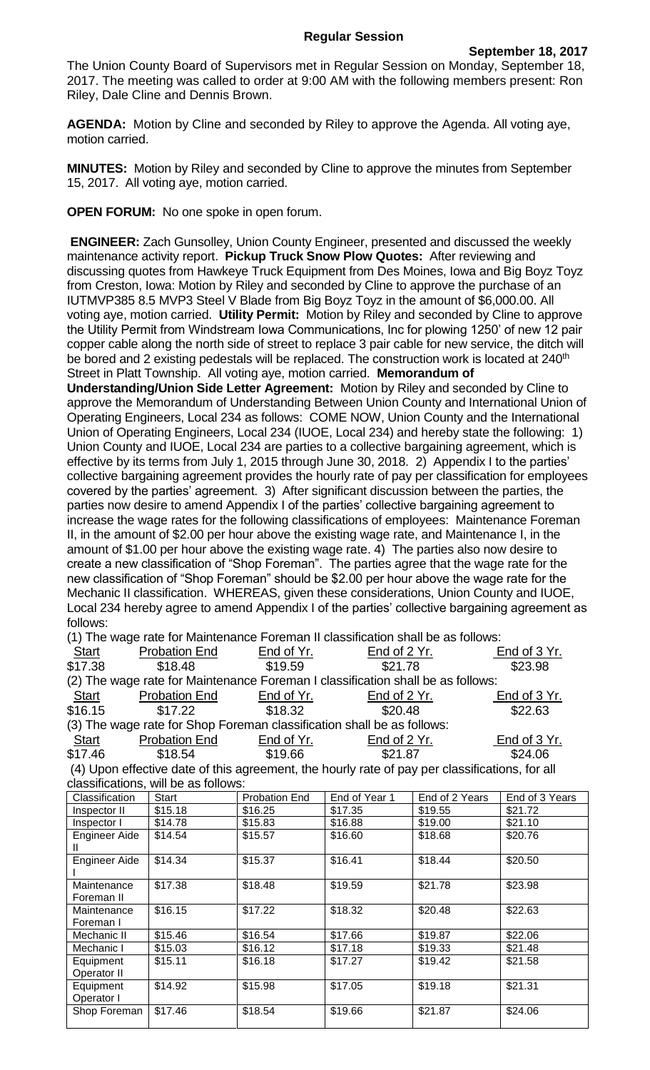## Regular Session

**September 18, 2017**

The Union County Board of Supervisors met in Regular Session on Monday, September 18, 2017. The meeting was called to order at 9:00 AM with the following members present: Ron Riley, Dale Cline and Dennis Brown.

**AGENDA:** Motion by Cline and seconded by Riley to approve the Agenda. All voting aye, motion carried.

**MINUTES:** Motion by Riley and seconded by Cline to approve the minutes from September 15, 2017. All voting aye, motion carried.

**OPEN FORUM:** No one spoke in open forum.

**ENGINEER:** Zach Gunsolley, Union County Engineer, presented and discussed the weekly maintenance activity report. **Pickup Truck Snow Plow Quotes:** After reviewing and discussing quotes from Hawkeye Truck Equipment from Des Moines, Iowa and Big Boyz Toyz from Creston, Iowa: Motion by Riley and seconded by Cline to approve the purchase of an IUTMVP385 8.5 MVP3 Steel V Blade from Big Boyz Toyz in the amount of $6,000.00. All voting aye, motion carried. **Utility Permit:** Motion by Riley and seconded by Cline to approve the Utility Permit from Windstream Iowa Communications, Inc for plowing 1250' of new 12 pair copper cable along the north side of street to replace 3 pair cable for new service, the ditch will be bored and 2 existing pedestals will be replaced. The construction work is located at 240th Street in Platt Township. All voting aye, motion carried. **Memorandum of Understanding/Union Side Letter Agreement:** Motion by Riley and seconded by Cline to approve the Memorandum of Understanding Between Union County and International Union of Operating Engineers, Local 234 as follows: COME NOW, Union County and the International Union of Operating Engineers, Local 234 (IUOE, Local 234) and hereby state the following: 1) Union County and IUOE, Local 234 are parties to a collective bargaining agreement, which is effective by its terms from July 1, 2015 through June 30, 2018. 2) Appendix I to the parties' collective bargaining agreement provides the hourly rate of pay per classification for employees covered by the parties' agreement. 3) After significant discussion between the parties, the parties now desire to amend Appendix I of the parties' collective bargaining agreement to increase the wage rates for the following classifications of employees: Maintenance Foreman II, in the amount of $2.00 per hour above the existing wage rate, and Maintenance I, in the amount of $1.00 per hour above the existing wage rate. 4) The parties also now desire to create a new classification of "Shop Foreman". The parties agree that the wage rate for the new classification of "Shop Foreman" should be $2.00 per hour above the wage rate for the Mechanic II classification. WHEREAS, given these considerations, Union County and IUOE, Local 234 hereby agree to amend Appendix I of the parties' collective bargaining agreement as follows:

(1) The wage rate for Maintenance Foreman II classification shall be as follows:

| Start | Probation End | End of Yr. | End of 2 Yr. | End of 3 Yr. |
|---|---|---|---|---|
| $17.38 | $18.48 | $19.59 | $21.78 | $23.98 |

(2) The wage rate for Maintenance Foreman I classification shall be as follows:

| Start | Probation End | End of Yr. | End of 2 Yr. | End of 3 Yr. |
|---|---|---|---|---|
| $16.15 | $17.22 | $18.32 | $20.48 | $22.63 |

(3) The wage rate for Shop Foreman classification shall be as follows:

| Start | Probation End | End of Yr. | End of 2 Yr. | End of 3 Yr. |
|---|---|---|---|---|
| $17.46 | $18.54 | $19.66 | $21.87 | $24.06 |

(4) Upon effective date of this agreement, the hourly rate of pay per classifications, for all classifications, will be as follows:

| Classification | Start | Probation End | End of Year 1 | End of 2 Years | End of 3 Years |
|---|---|---|---|---|---|
| Inspector II | $15.18 | $16.25 | $17.35 | $19.55 | $21.72 |
| Inspector I | $14.78 | $15.83 | $16.88 | $19.00 | $21.10 |
| Engineer Aide II | $14.54 | $15.57 | $16.60 | $18.68 | $20.76 |
| Engineer Aide I | $14.34 | $15.37 | $16.41 | $18.44 | $20.50 |
| Maintenance Foreman II | $17.38 | $18.48 | $19.59 | $21.78 | $23.98 |
| Maintenance Foreman I | $16.15 | $17.22 | $18.32 | $20.48 | $22.63 |
| Mechanic II | $15.46 | $16.54 | $17.66 | $19.87 | $22.06 |
| Mechanic I | $15.03 | $16.12 | $17.18 | $19.33 | $21.48 |
| Equipment Operator II | $15.11 | $16.18 | $17.27 | $19.42 | $21.58 |
| Equipment Operator I | $14.92 | $15.98 | $17.05 | $19.18 | $21.31 |
| Shop Foreman | $17.46 | $18.54 | $19.66 | $21.87 | $24.06 |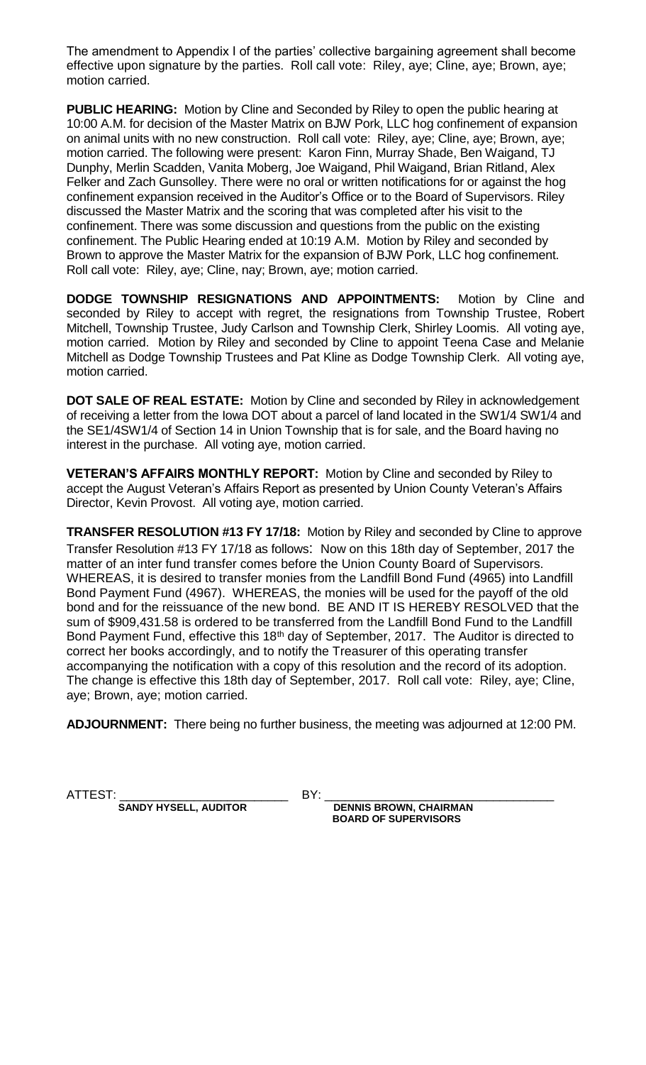The amendment to Appendix I of the parties' collective bargaining agreement shall become effective upon signature by the parties. Roll call vote: Riley, aye; Cline, aye; Brown, aye; motion carried.

**PUBLIC HEARING:** Motion by Cline and Seconded by Riley to open the public hearing at 10:00 A.M. for decision of the Master Matrix on BJW Pork, LLC hog confinement of expansion on animal units with no new construction. Roll call vote: Riley, aye; Cline, aye; Brown, aye; motion carried. The following were present: Karon Finn, Murray Shade, Ben Waigand, TJ Dunphy, Merlin Scadden, Vanita Moberg, Joe Waigand, Phil Waigand, Brian Ritland, Alex Felker and Zach Gunsolley. There were no oral or written notifications for or against the hog confinement expansion received in the Auditor's Office or to the Board of Supervisors. Riley discussed the Master Matrix and the scoring that was completed after his visit to the confinement. There was some discussion and questions from the public on the existing confinement. The Public Hearing ended at 10:19 A.M. Motion by Riley and seconded by Brown to approve the Master Matrix for the expansion of BJW Pork, LLC hog confinement. Roll call vote: Riley, aye; Cline, nay; Brown, aye; motion carried.

**DODGE TOWNSHIP RESIGNATIONS AND APPOINTMENTS:** Motion by Cline and seconded by Riley to accept with regret, the resignations from Township Trustee, Robert Mitchell, Township Trustee, Judy Carlson and Township Clerk, Shirley Loomis. All voting aye, motion carried. Motion by Riley and seconded by Cline to appoint Teena Case and Melanie Mitchell as Dodge Township Trustees and Pat Kline as Dodge Township Clerk. All voting aye, motion carried.

**DOT SALE OF REAL ESTATE:** Motion by Cline and seconded by Riley in acknowledgement of receiving a letter from the Iowa DOT about a parcel of land located in the SW1/4 SW1/4 and the SE1/4SW1/4 of Section 14 in Union Township that is for sale, and the Board having no interest in the purchase. All voting aye, motion carried.

**VETERAN'S AFFAIRS MONTHLY REPORT:** Motion by Cline and seconded by Riley to accept the August Veteran's Affairs Report as presented by Union County Veteran's Affairs Director, Kevin Provost. All voting aye, motion carried.

**TRANSFER RESOLUTION #13 FY 17/18:** Motion by Riley and seconded by Cline to approve Transfer Resolution #13 FY 17/18 as follows: Now on this 18th day of September, 2017 the matter of an inter fund transfer comes before the Union County Board of Supervisors. WHEREAS, it is desired to transfer monies from the Landfill Bond Fund (4965) into Landfill Bond Payment Fund (4967). WHEREAS, the monies will be used for the payoff of the old bond and for the reissuance of the new bond. BE AND IT IS HEREBY RESOLVED that the sum of $909,431.58 is ordered to be transferred from the Landfill Bond Fund to the Landfill Bond Payment Fund, effective this 18th day of September, 2017. The Auditor is directed to correct her books accordingly, and to notify the Treasurer of this operating transfer accompanying the notification with a copy of this resolution and the record of its adoption. The change is effective this 18th day of September, 2017. Roll call vote: Riley, aye; Cline, aye; Brown, aye; motion carried.

**ADJOURNMENT:** There being no further business, the meeting was adjourned at 12:00 PM.

ATTEST: _________________________ BY: _________________________________

**SANDY HYSELL, AUDITOR** **DENNIS BROWN, CHAIRMAN**
**BOARD OF SUPERVISORS**